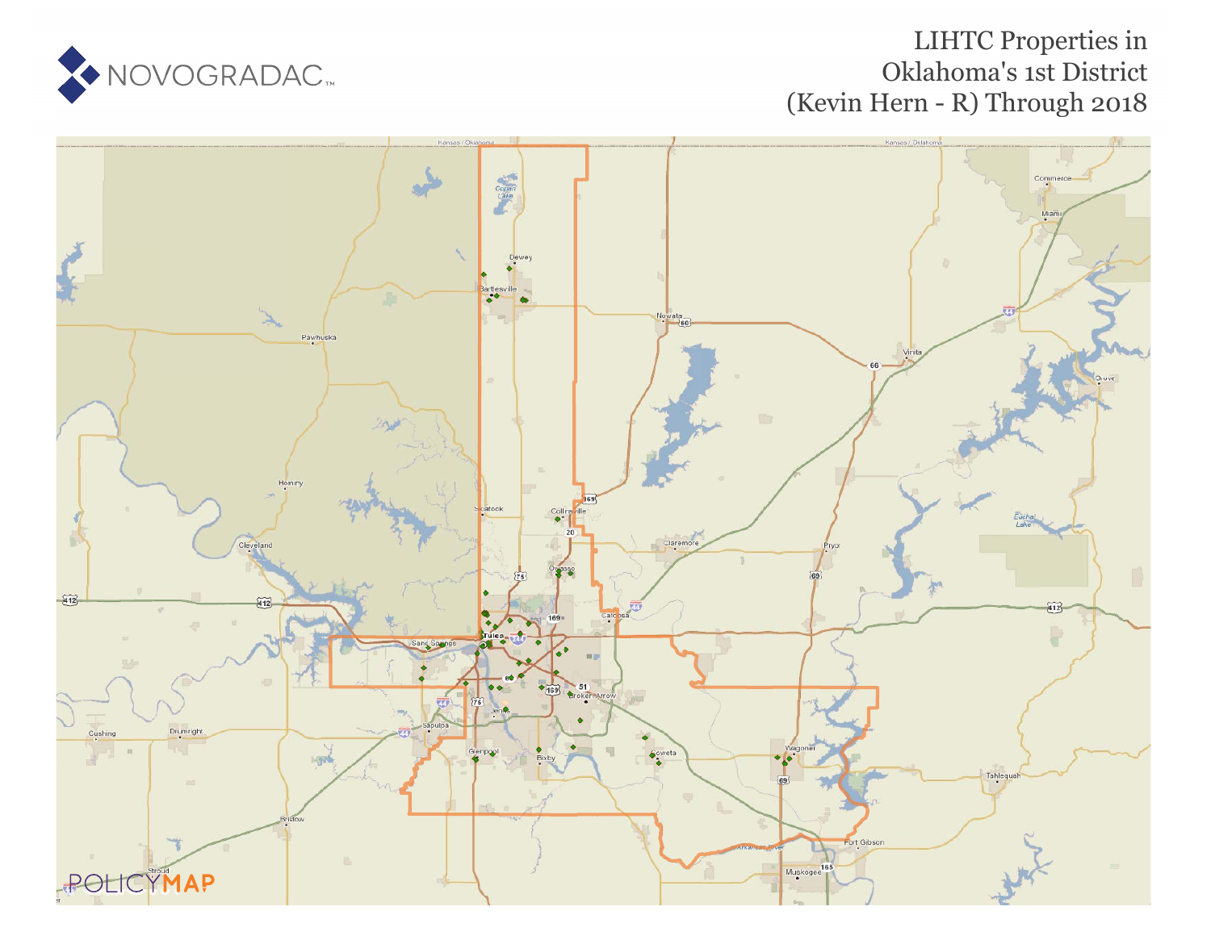# LIHTC Properties in Oklahoma's 1st District (Kevin Hern - R) Through 2018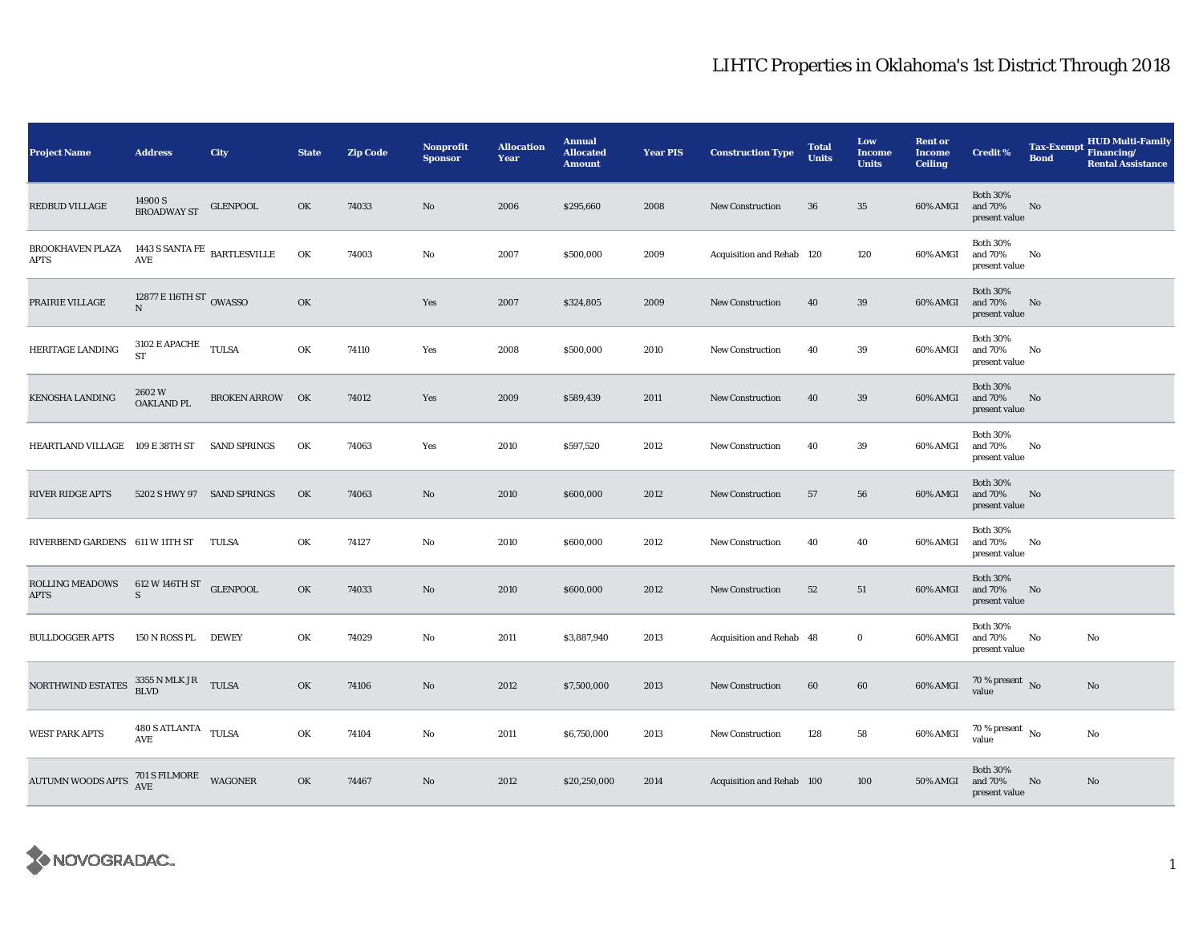# LIHTC Properties in Oklahoma's 1st District Through 2018

| Project Name | Address | City | State | Zip Code | Nonprofit Sponsor | Allocation Year | Annual Allocated Amount | Year PIS | Construction Type | Total Units | Low Income Units | Rent or Income Ceiling | Credit % | Tax-Exempt Bond | HUD Multi-Family Financing/ Rental Assistance |
|---|---|---|---|---|---|---|---|---|---|---|---|---|---|---|---|
| REDBUD VILLAGE | 14900 S BROADWAY ST | GLENPOOL | OK | 74033 | No | 2006 | $295,660 | 2008 | New Construction | 36 | 35 | 60% AMGI | Both 30% and 70% present value | No | |
| BROOKHAVEN PLAZA APTS | 1443 S SANTA FE AVE | BARTLESVILLE | OK | 74003 | No | 2007 | $500,000 | 2009 | Acquisition and Rehab | 120 | 120 | 60% AMGI | Both 30% and 70% present value | No | |
| PRAIRIE VILLAGE | 12877 E 116TH ST N | OWASSO | OK | | Yes | 2007 | $324,805 | 2009 | New Construction | 40 | 39 | 60% AMGI | Both 30% and 70% present value | No | |
| HERITAGE LANDING | 3102 E APACHE ST | TULSA | OK | 74110 | Yes | 2008 | $500,000 | 2010 | New Construction | 40 | 39 | 60% AMGI | Both 30% and 70% present value | No | |
| KENOSHA LANDING | 2602 W OAKLAND PL | BROKEN ARROW | OK | 74012 | Yes | 2009 | $589,439 | 2011 | New Construction | 40 | 39 | 60% AMGI | Both 30% and 70% present value | No | |
| HEARTLAND VILLAGE | 109 E 38TH ST | SAND SPRINGS | OK | 74063 | Yes | 2010 | $597,520 | 2012 | New Construction | 40 | 39 | 60% AMGI | Both 30% and 70% present value | No | |
| RIVER RIDGE APTS | 5202 S HWY 97 | SAND SPRINGS | OK | 74063 | No | 2010 | $600,000 | 2012 | New Construction | 57 | 56 | 60% AMGI | Both 30% and 70% present value | No | |
| RIVERBEND GARDENS | 611 W 11TH ST | TULSA | OK | 74127 | No | 2010 | $600,000 | 2012 | New Construction | 40 | 40 | 60% AMGI | Both 30% and 70% present value | No | |
| ROLLING MEADOWS APTS | 612 W 146TH ST S | GLENPOOL | OK | 74033 | No | 2010 | $600,000 | 2012 | New Construction | 52 | 51 | 60% AMGI | Both 30% and 70% present value | No | |
| BULLDOGGER APTS | 150 N ROSS PL | DEWEY | OK | 74029 | No | 2011 | $3,887,940 | 2013 | Acquisition and Rehab | 48 | 0 | 60% AMGI | Both 30% and 70% present value | No | No |
| NORTHWIND ESTATES | 3355 N MLK J R BLVD | TULSA | OK | 74106 | No | 2012 | $7,500,000 | 2013 | New Construction | 60 | 60 | 60% AMGI | 70 % present value | No | No |
| WEST PARK APTS | 480 S ATLANTA AVE | TULSA | OK | 74104 | No | 2011 | $6,750,000 | 2013 | New Construction | 128 | 58 | 60% AMGI | 70 % present value | No | No |
| AUTUMN WOODS APTS | 701 S FILMORE AVE | WAGONER | OK | 74467 | No | 2012 | $20,250,000 | 2014 | Acquisition and Rehab | 100 | 100 | 50% AMGI | Both 30% and 70% present value | No | No |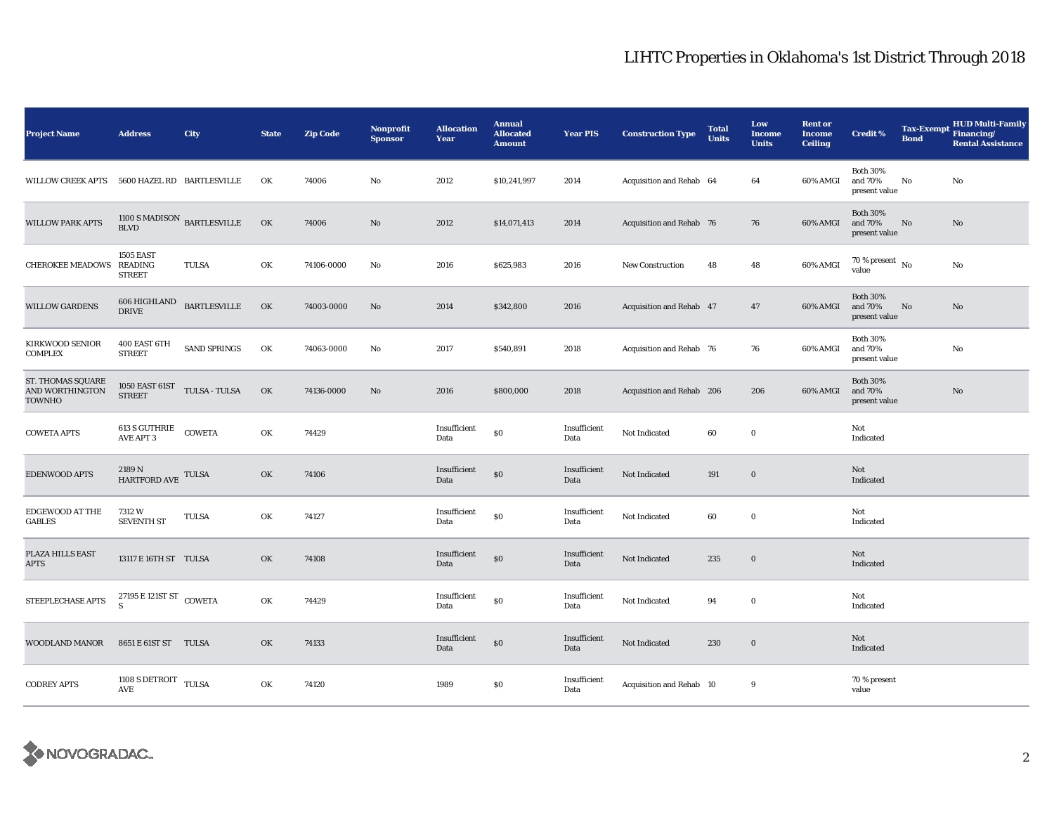# LIHTC Properties in Oklahoma's 1st District Through 2018

| Project Name | Address | City | State | Zip Code | Nonprofit Sponsor | Allocation Year | Annual Allocated Amount | Year PIS | Construction Type | Total Units | Low Income Units | Rent or Income Ceiling | Credit % | Tax-Exempt Bond | HUD Multi-Family Financing/ Rental Assistance |
|---|---|---|---|---|---|---|---|---|---|---|---|---|---|---|---|
| WILLOW CREEK APTS | 5600 HAZEL RD | BARTLESVILLE | OK | 74006 | No | 2012 | $10,241,997 | 2014 | Acquisition and Rehab | 64 | 64 | 60% AMGI | Both 30% and 70% present value | No | No |
| WILLOW PARK APTS | 1100 S MADISON BLVD | BARTLESVILLE | OK | 74006 | No | 2012 | $14,071,413 | 2014 | Acquisition and Rehab | 76 | 76 | 60% AMGI | Both 30% and 70% present value | No | No |
| CHEROKEE MEADOWS | 1505 EAST READING STREET | TULSA | OK | 74106-0000 | No | 2016 | $625,983 | 2016 | New Construction | 48 | 48 | 60% AMGI | 70 % present value | No | No |
| WILLOW GARDENS | 606 HIGHLAND DRIVE | BARTLESVILLE | OK | 74003-0000 | No | 2014 | $342,800 | 2016 | Acquisition and Rehab | 47 | 47 | 60% AMGI | Both 30% and 70% present value | No | No |
| KIRKWOOD SENIOR COMPLEX | 400 EAST 6TH STREET | SAND SPRINGS | OK | 74063-0000 | No | 2017 | $540,891 | 2018 | Acquisition and Rehab | 76 | 76 | 60% AMGI | Both 30% and 70% present value | | No |
| ST. THOMAS SQUARE AND WORTHINGTON TOWNHO | 1050 EAST 61ST STREET | TULSA - TULSA | OK | 74136-0000 | No | 2016 | $800,000 | 2018 | Acquisition and Rehab | 206 | 206 | 60% AMGI | Both 30% and 70% present value | | No |
| COWETA APTS | 613 S GUTHRIE AVE APT 3 | COWETA | OK | 74429 | | Insufficient Data | $0 | Insufficient Data | Not Indicated | 60 | 0 | | Not Indicated | | |
| EDENWOOD APTS | 2189 N HARTFORD AVE | TULSA | OK | 74106 | | Insufficient Data | $0 | Insufficient Data | Not Indicated | 191 | 0 | | Not Indicated | | |
| EDGEWOOD AT THE GABLES | 7312 W SEVENTH ST | TULSA | OK | 74127 | | Insufficient Data | $0 | Insufficient Data | Not Indicated | 60 | 0 | | Not Indicated | | |
| PLAZA HILLS EAST APTS | 13117 E 16TH ST | TULSA | OK | 74108 | | Insufficient Data | $0 | Insufficient Data | Not Indicated | 235 | 0 | | Not Indicated | | |
| STEEPLECHASE APTS | 27195 E 121ST ST S | COWETA | OK | 74429 | | Insufficient Data | $0 | Insufficient Data | Not Indicated | 94 | 0 | | Not Indicated | | |
| WOODLAND MANOR | 8651 E 61ST ST | TULSA | OK | 74133 | | Insufficient Data | $0 | Insufficient Data | Not Indicated | 230 | 0 | | Not Indicated | | |
| CODREY APTS | 1108 S DETROIT AVE | TULSA | OK | 74120 | | 1989 | $0 | Insufficient Data | Acquisition and Rehab | 10 | 9 | | 70 % present value | | |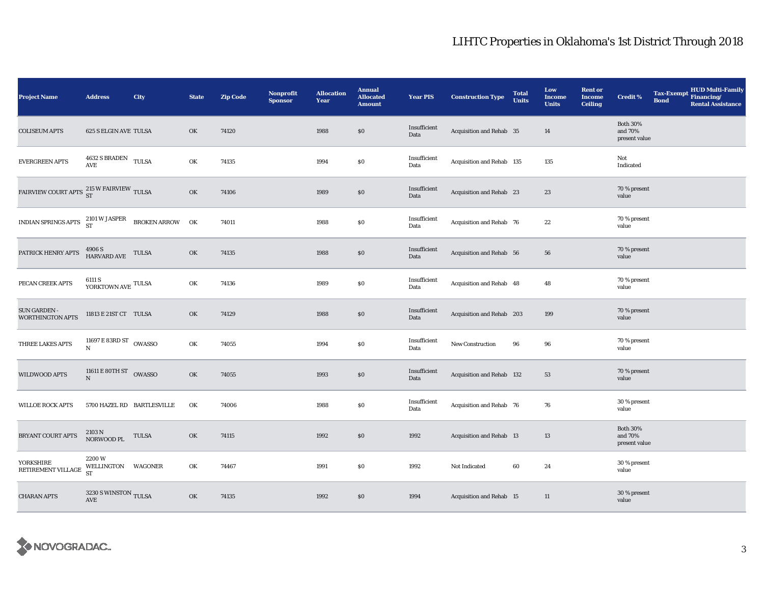## LIHTC Properties in Oklahoma's 1st District Through 2018

| Project Name | Address | City | State | Zip Code | Nonprofit Sponsor | Allocation Year | Annual Allocated Amount | Year PIS | Construction Type | Total Units | Low Income Units | Rent or Income Ceiling | Credit % | Tax-Exempt Bond | HUD Multi-Family Financing/ Rental Assistance |
|---|---|---|---|---|---|---|---|---|---|---|---|---|---|---|---|
| COLISEUM APTS | 625 S ELGIN AVE | TULSA | OK | 74120 | | 1988 | $0 | Insufficient Data | Acquisition and Rehab | 35 | 14 | | Both 30% and 70% present value | | |
| EVERGREEN APTS | 4632 S BRADEN AVE | TULSA | OK | 74135 | | 1994 | $0 | Insufficient Data | Acquisition and Rehab | 135 | 135 | | Not Indicated | | |
| FAIRVIEW COURT APTS | 215 W FAIRVIEW ST | TULSA | OK | 74106 | | 1989 | $0 | Insufficient Data | Acquisition and Rehab | 23 | 23 | | 70 % present value | | |
| INDIAN SPRINGS APTS | 2101 W JASPER ST | BROKEN ARROW | OK | 74011 | | 1988 | $0 | Insufficient Data | Acquisition and Rehab | 76 | 22 | | 70 % present value | | |
| PATRICK HENRY APTS | 4906 S HARVARD AVE | TULSA | OK | 74135 | | 1988 | $0 | Insufficient Data | Acquisition and Rehab | 56 | 56 | | 70 % present value | | |
| PECAN CREEK APTS | 6111 S YORKTOWN AVE | TULSA | OK | 74136 | | 1989 | $0 | Insufficient Data | Acquisition and Rehab | 48 | 48 | | 70 % present value | | |
| SUN GARDEN - WORTHINGTON APTS | 11813 E 21ST CT | TULSA | OK | 74129 | | 1988 | $0 | Insufficient Data | Acquisition and Rehab | 203 | 199 | | 70 % present value | | |
| THREE LAKES APTS | 11697 E 83RD ST N | OWASSO | OK | 74055 | | 1994 | $0 | Insufficient Data | New Construction | 96 | 96 | | 70 % present value | | |
| WILDWOOD APTS | 11611 E 80TH ST N | OWASSO | OK | 74055 | | 1993 | $0 | Insufficient Data | Acquisition and Rehab | 132 | 53 | | 70 % present value | | |
| WILLOE ROCK APTS | 5700 HAZEL RD | BARTLESVILLE | OK | 74006 | | 1988 | $0 | Insufficient Data | Acquisition and Rehab | 76 | 76 | | 30 % present value | | |
| BRYANT COURT APTS | 2103 N NORWOOD PL | TULSA | OK | 74115 | | 1992 | $0 | 1992 | Acquisition and Rehab | 13 | 13 | | Both 30% and 70% present value | | |
| YORKSHIRE RETIREMENT VILLAGE | 2200 W WELLINGTON ST | WAGONER | OK | 74467 | | 1991 | $0 | 1992 | Not Indicated | 60 | 24 | | 30 % present value | | |
| CHARAN APTS | 3230 S WINSTON AVE | TULSA | OK | 74135 | | 1992 | $0 | 1994 | Acquisition and Rehab | 15 | 11 | | 30 % present value | | |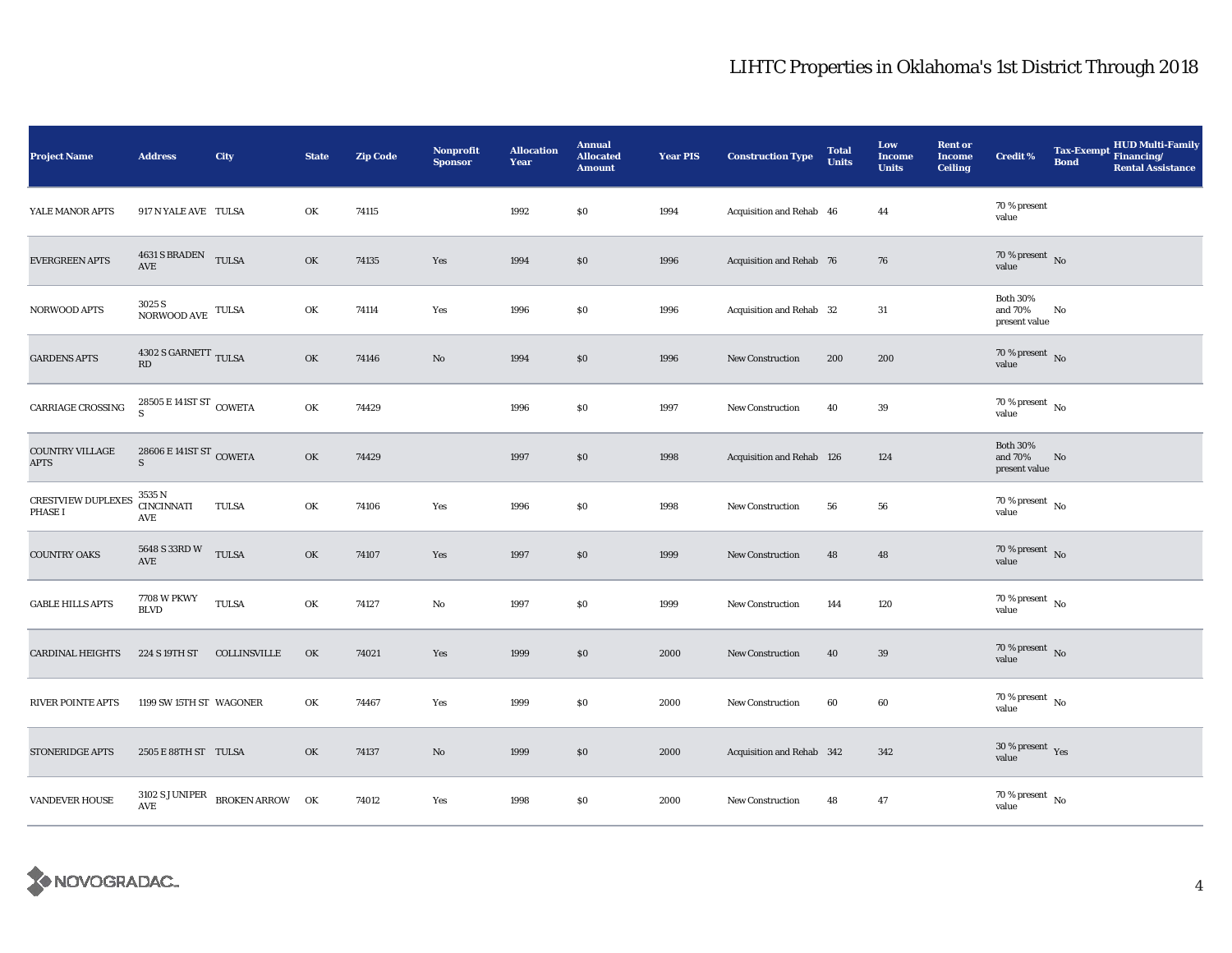# LIHTC Properties in Oklahoma's 1st District Through 2018

| Project Name | Address | City | State | Zip Code | Nonprofit Sponsor | Allocation Year | Annual Allocated Amount | Year PIS | Construction Type | Total Units | Low Income Units | Rent or Income Ceiling | Credit % | Tax-Exempt Bond | HUD Multi-Family Financing/ Rental Assistance |
|---|---|---|---|---|---|---|---|---|---|---|---|---|---|---|---|
| YALE MANOR APTS | 917 N YALE AVE | TULSA | OK | 74115 | | 1992 | $0 | 1994 | Acquisition and Rehab | 46 | 44 | | 70 % present value | | |
| EVERGREEN APTS | 4631 S BRADEN AVE | TULSA | OK | 74135 | Yes | 1994 | $0 | 1996 | Acquisition and Rehab | 76 | 76 | | 70 % present value | No | |
| NORWOOD APTS | 3025 S NORWOOD AVE | TULSA | OK | 74114 | Yes | 1996 | $0 | 1996 | Acquisition and Rehab | 32 | 31 | | Both 30% and 70% present value | No | |
| GARDENS APTS | 4302 S GARNETT RD | TULSA | OK | 74146 | No | 1994 | $0 | 1996 | New Construction | 200 | 200 | | 70 % present value | No | |
| CARRIAGE CROSSING | 28505 E 141ST ST S | COWETA | OK | 74429 | | 1996 | $0 | 1997 | New Construction | 40 | 39 | | 70 % present value | No | |
| COUNTRY VILLAGE APTS | 28606 E 141ST ST S | COWETA | OK | 74429 | | 1997 | $0 | 1998 | Acquisition and Rehab | 126 | 124 | | Both 30% and 70% present value | No | |
| CRESTVIEW DUPLEXES PHASE I | 3535 N CINCINNATI AVE | TULSA | OK | 74106 | Yes | 1996 | $0 | 1998 | New Construction | 56 | 56 | | 70 % present value | No | |
| COUNTRY OAKS | 5648 S 33RD W AVE | TULSA | OK | 74107 | Yes | 1997 | $0 | 1999 | New Construction | 48 | 48 | | 70 % present value | No | |
| GABLE HILLS APTS | 7708 W PKWY BLVD | TULSA | OK | 74127 | No | 1997 | $0 | 1999 | New Construction | 144 | 120 | | 70 % present value | No | |
| CARDINAL HEIGHTS | 224 S 19TH ST | COLLINSVILLE | OK | 74021 | Yes | 1999 | $0 | 2000 | New Construction | 40 | 39 | | 70 % present value | No | |
| RIVER POINTE APTS | 1199 SW 15TH ST | WAGONER | OK | 74467 | Yes | 1999 | $0 | 2000 | New Construction | 60 | 60 | | 70 % present value | No | |
| STONERIDGE APTS | 2505 E 88TH ST | TULSA | OK | 74137 | No | 1999 | $0 | 2000 | Acquisition and Rehab | 342 | 342 | | 30 % present value | Yes | |
| VANDEVER HOUSE | 3102 S JUNIPER AVE | BROKEN ARROW | OK | 74012 | Yes | 1998 | $0 | 2000 | New Construction | 48 | 47 | | 70 % present value | No | |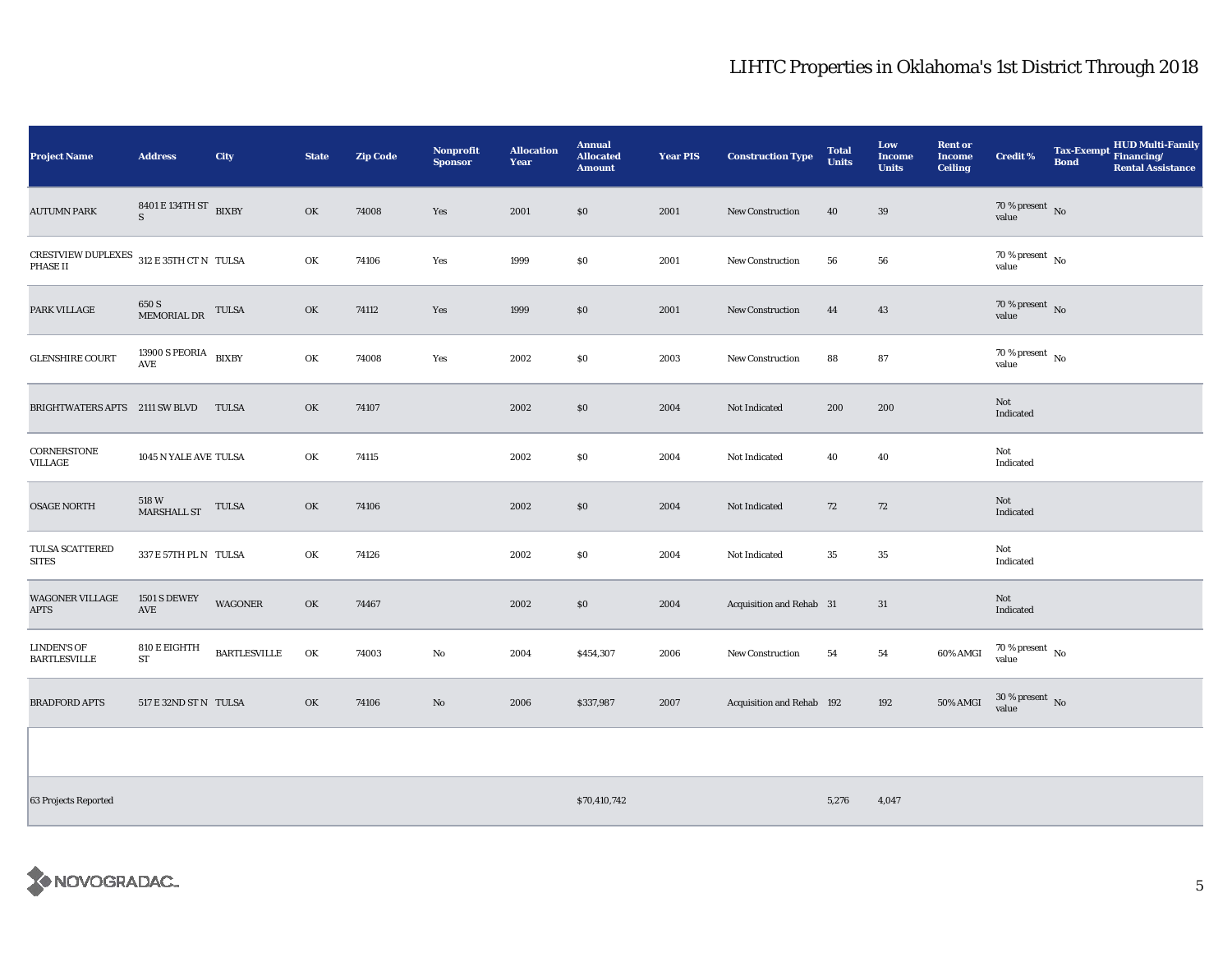# LIHTC Properties in Oklahoma's 1st District Through 2018

| Project Name | Address | City | State | Zip Code | Nonprofit Sponsor | Allocation Year | Annual Allocated Amount | Year PIS | Construction Type | Total Units | Low Income Units | Rent or Income Ceiling | Credit % | Tax-Exempt Bond | HUD Multi-Family Financing/ Rental Assistance |
|---|---|---|---|---|---|---|---|---|---|---|---|---|---|---|---|
| AUTUMN PARK | 8401 E 134TH ST S | BIXBY | OK | 74008 | Yes | 2001 | $0 | 2001 | New Construction | 40 | 39 | | 70 % present value | No | |
| CRESTVIEW DUPLEXES PHASE II | 312 E 35TH CT N | TULSA | OK | 74106 | Yes | 1999 | $0 | 2001 | New Construction | 56 | 56 | | 70 % present value | No | |
| PARK VILLAGE | 650 S MEMORIAL DR | TULSA | OK | 74112 | Yes | 1999 | $0 | 2001 | New Construction | 44 | 43 | | 70 % present value | No | |
| GLENSHIRE COURT | 13900 S PEORIA AVE | BIXBY | OK | 74008 | Yes | 2002 | $0 | 2003 | New Construction | 88 | 87 | | 70 % present value | No | |
| BRIGHTWATERS APTS | 2111 SW BLVD | TULSA | OK | 74107 | | 2002 | $0 | 2004 | Not Indicated | 200 | 200 | | Not Indicated | | |
| CORNERSTONE VILLAGE | 1045 N YALE AVE | TULSA | OK | 74115 | | 2002 | $0 | 2004 | Not Indicated | 40 | 40 | | Not Indicated | | |
| OSAGE NORTH | 518 W MARSHALL ST | TULSA | OK | 74106 | | 2002 | $0 | 2004 | Not Indicated | 72 | 72 | | Not Indicated | | |
| TULSA SCATTERED SITES | 337 E 57TH PL N | TULSA | OK | 74126 | | 2002 | $0 | 2004 | Not Indicated | 35 | 35 | | Not Indicated | | |
| WAGONER VILLAGE APTS | 1501 S DEWEY AVE | WAGONER | OK | 74467 | | 2002 | $0 | 2004 | Acquisition and Rehab | 31 | 31 | | Not Indicated | | |
| LINDEN'S OF BARTLESVILLE | 810 E EIGHTH ST | BARTLESVILLE | OK | 74003 | No | 2004 | $454,307 | 2006 | New Construction | 54 | 54 | 60% AMGI | 70 % present value | No | |
| BRADFORD APTS | 517 E 32ND ST N | TULSA | OK | 74106 | No | 2006 | $337,987 | 2007 | Acquisition and Rehab | 192 | 192 | 50% AMGI | 30 % present value | No | |
| | | | | | | | | | | | | | | | |
| 63 Projects Reported | | | | | | | $70,410,742 | | | 5,276 | 4,047 | | | | |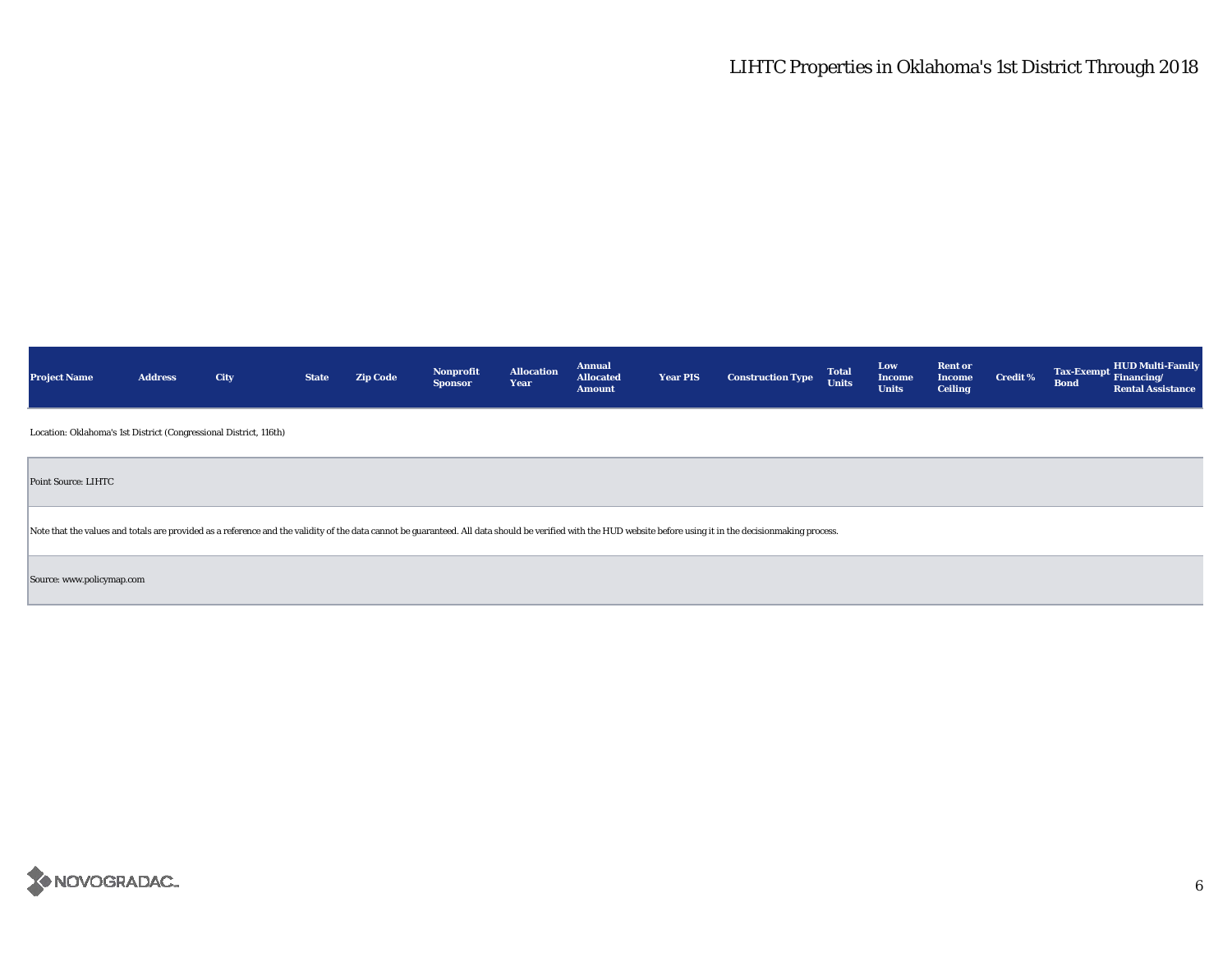# LIHTC Properties in Oklahoma's 1st District Through 2018

| Project Name | Address | City | State | Zip Code | Nonprofit Sponsor | Allocation Year | Annual Allocated Amount | Year PIS | Construction Type | Total Units | Low Income Units | Rent or Income Ceiling | Credit % | Tax-Exempt Bond | HUD Multi-Family Financing/ Rental Assistance |
|---|---|---|---|---|---|---|---|---|---|---|---|---|---|---|---|

Location: Oklahoma's 1st District (Congressional District, 116th)

Point Source: LIHTC

Note that the values and totals are provided as a reference and the validity of the data cannot be guaranteed. All data should be verified with the HUD website before using it in the decisionmaking process.

Source: www.policymap.com